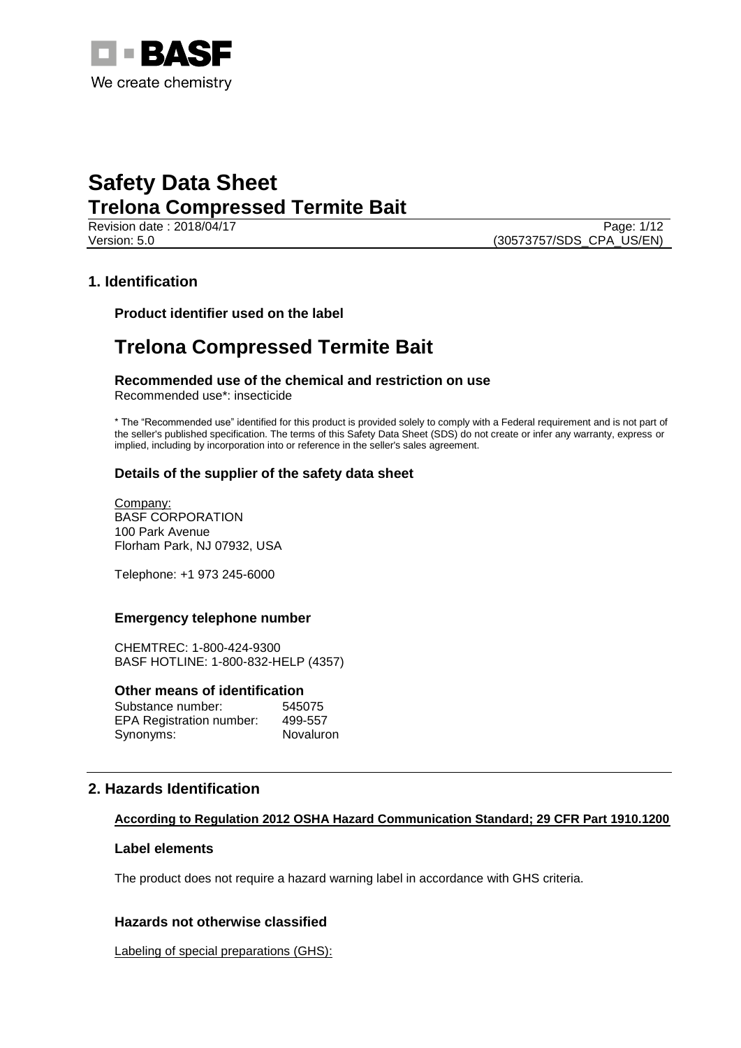BASF
We create chemistry

# Safety Data Sheet
# Trelona Compressed Termite Bait

Revision date : 2018/04/17
Version: 5.0
(30573757/SDS_CPA_US/EN)

## 1. Identification

### Product identifier used on the label

## Trelona Compressed Termite Bait

### Recommended use of the chemical and restriction on use

Recommended use*: insecticide

* The "Recommended use" identified for this product is provided solely to comply with a Federal requirement and is not part of the seller's published specification. The terms of this Safety Data Sheet (SDS) do not create or infer any warranty, express or implied, including by incorporation into or reference in the seller's sales agreement.

### Details of the supplier of the safety data sheet

Company:
BASF CORPORATION
100 Park Avenue
Florham Park, NJ 07932, USA

Telephone: +1 973 245-6000

### Emergency telephone number

CHEMTREC: 1-800-424-9300
BASF HOTLINE: 1-800-832-HELP (4357)

### Other means of identification

| | |
|---|---|
| Substance number: | 545075 |
| EPA Registration number: | 499-557 |
| Synonyms: | Novaluron |

## 2. Hazards Identification

**According to Regulation 2012 OSHA Hazard Communication Standard; 29 CFR Part 1910.1200**

### Label elements

The product does not require a hazard warning label in accordance with GHS criteria.

### Hazards not otherwise classified

Labeling of special preparations (GHS):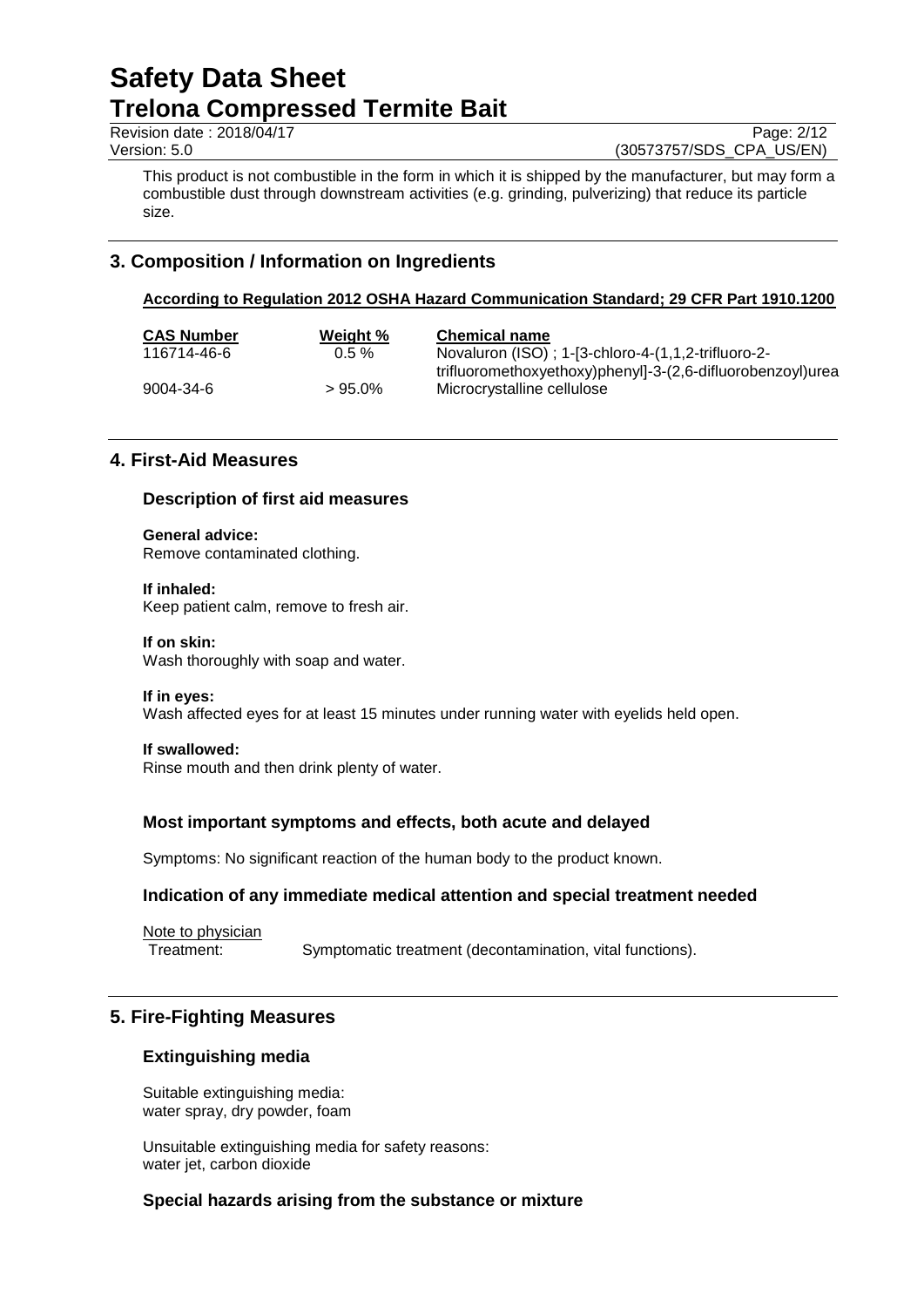This product is not combustible in the form in which it is shipped by the manufacturer, but may form a combustible dust through downstream activities (e.g. grinding, pulverizing) that reduce its particle size.

## 3. Composition / Information on Ingredients

**According to Regulation 2012 OSHA Hazard Communication Standard; 29 CFR Part 1910.1200**

| CAS Number | Weight % | Chemical name |
|---|---|---|
| 116714-46-6 | 0.5 % | Novaluron (ISO) ; 1-[3-chloro-4-(1,1,2-trifluoro-2-trifluoromethoxyethoxy)phenyl]-3-(2,6-difluorobenzoyl)urea |
| 9004-34-6 | > 95.0% | Microcrystalline cellulose |

## 4. First-Aid Measures

### Description of first aid measures

**General advice:**
Remove contaminated clothing.

**If inhaled:**
Keep patient calm, remove to fresh air.

**If on skin:**
Wash thoroughly with soap and water.

**If in eyes:**
Wash affected eyes for at least 15 minutes under running water with eyelids held open.

**If swallowed:**
Rinse mouth and then drink plenty of water.

### Most important symptoms and effects, both acute and delayed

Symptoms: No significant reaction of the human body to the product known.

### Indication of any immediate medical attention and special treatment needed

Note to physician

Treatment: Symptomatic treatment (decontamination, vital functions).

## 5. Fire-Fighting Measures

### Extinguishing media

Suitable extinguishing media:
water spray, dry powder, foam

Unsuitable extinguishing media for safety reasons:
water jet, carbon dioxide

### Special hazards arising from the substance or mixture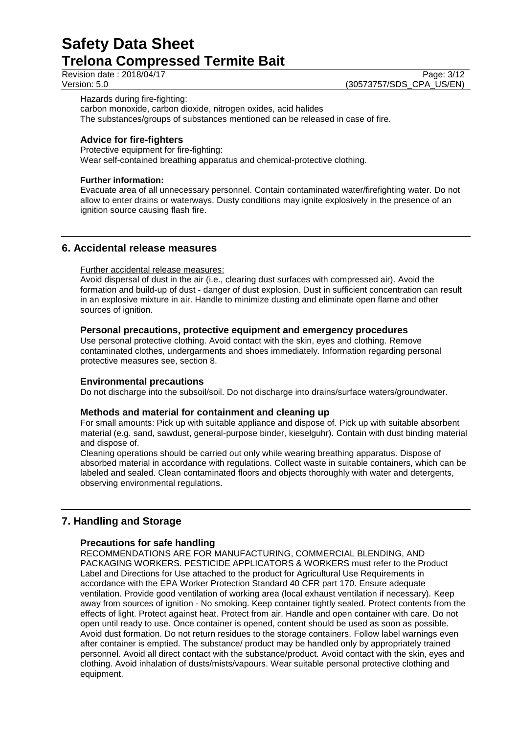Hazards during fire-fighting:
carbon monoxide, carbon dioxide, nitrogen oxides, acid halides
The substances/groups of substances mentioned can be released in case of fire.

### Advice for fire-fighters

Protective equipment for fire-fighting:
Wear self-contained breathing apparatus and chemical-protective clothing.

**Further information:**

Evacuate area of all unnecessary personnel. Contain contaminated water/firefighting water. Do not allow to enter drains or waterways. Dusty conditions may ignite explosively in the presence of an ignition source causing flash fire.

## 6. Accidental release measures

Further accidental release measures:

Avoid dispersal of dust in the air (i.e., clearing dust surfaces with compressed air). Avoid the formation and build-up of dust - danger of dust explosion. Dust in sufficient concentration can result in an explosive mixture in air. Handle to minimize dusting and eliminate open flame and other sources of ignition.

### Personal precautions, protective equipment and emergency procedures

Use personal protective clothing. Avoid contact with the skin, eyes and clothing. Remove contaminated clothes, undergarments and shoes immediately. Information regarding personal protective measures see, section 8.

### Environmental precautions

Do not discharge into the subsoil/soil. Do not discharge into drains/surface waters/groundwater.

### Methods and material for containment and cleaning up

For small amounts: Pick up with suitable appliance and dispose of. Pick up with suitable absorbent material (e.g. sand, sawdust, general-purpose binder, kieselguhr). Contain with dust binding material and dispose of.

Cleaning operations should be carried out only while wearing breathing apparatus. Dispose of absorbed material in accordance with regulations. Collect waste in suitable containers, which can be labeled and sealed. Clean contaminated floors and objects thoroughly with water and detergents, observing environmental regulations.

## 7. Handling and Storage

### Precautions for safe handling

RECOMMENDATIONS ARE FOR MANUFACTURING, COMMERCIAL BLENDING, AND PACKAGING WORKERS. PESTICIDE APPLICATORS & WORKERS must refer to the Product Label and Directions for Use attached to the product for Agricultural Use Requirements in accordance with the EPA Worker Protection Standard 40 CFR part 170. Ensure adequate ventilation. Provide good ventilation of working area (local exhaust ventilation if necessary). Keep away from sources of ignition - No smoking. Keep container tightly sealed. Protect contents from the effects of light. Protect against heat. Protect from air. Handle and open container with care. Do not open until ready to use. Once container is opened, content should be used as soon as possible. Avoid dust formation. Do not return residues to the storage containers. Follow label warnings even after container is emptied. The substance/ product may be handled only by appropriately trained personnel. Avoid all direct contact with the substance/product. Avoid contact with the skin, eyes and clothing. Avoid inhalation of dusts/mists/vapours. Wear suitable personal protective clothing and equipment.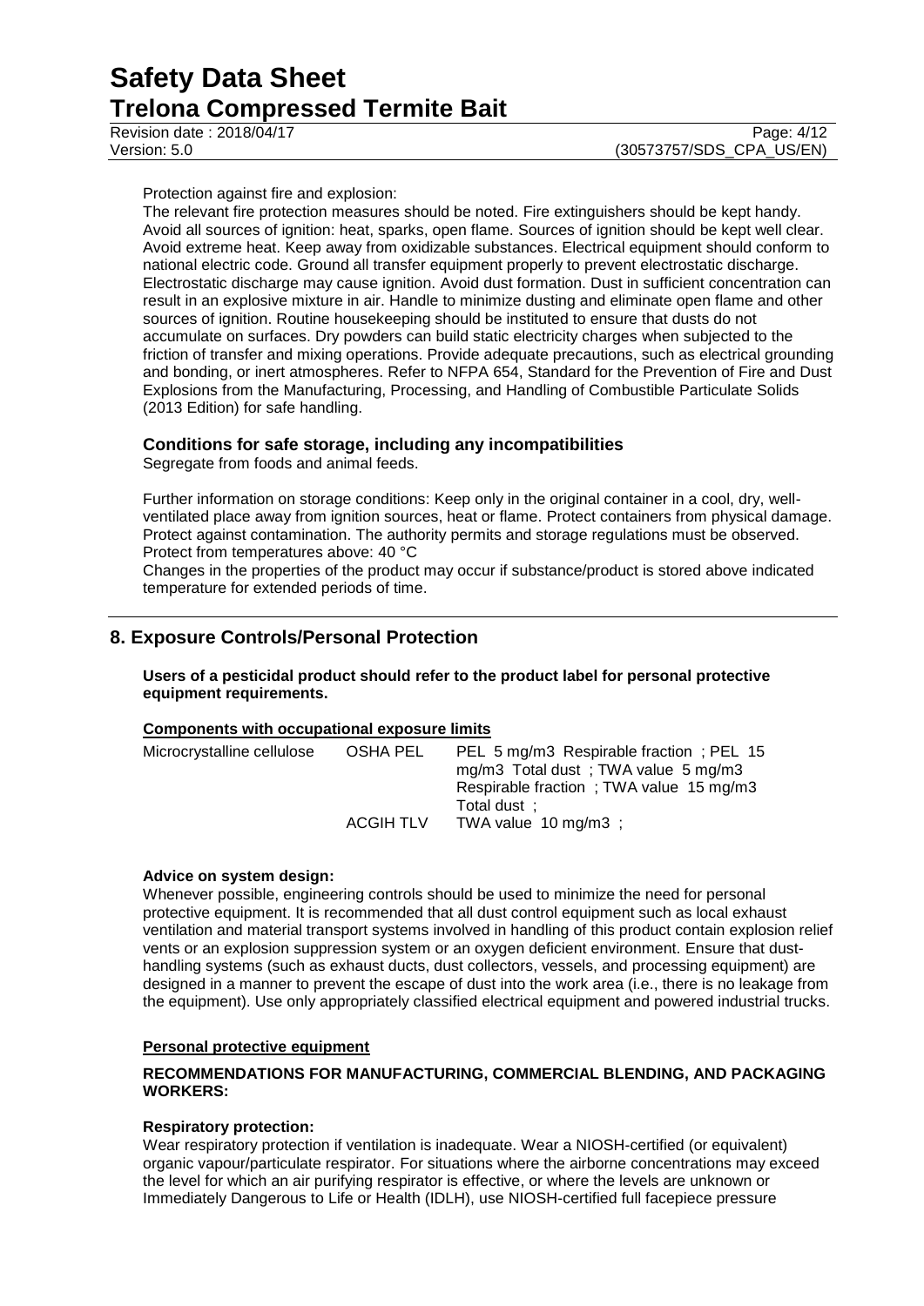Protection against fire and explosion:

The relevant fire protection measures should be noted. Fire extinguishers should be kept handy. Avoid all sources of ignition: heat, sparks, open flame. Sources of ignition should be kept well clear. Avoid extreme heat. Keep away from oxidizable substances. Electrical equipment should conform to national electric code. Ground all transfer equipment properly to prevent electrostatic discharge. Electrostatic discharge may cause ignition. Avoid dust formation. Dust in sufficient concentration can result in an explosive mixture in air. Handle to minimize dusting and eliminate open flame and other sources of ignition. Routine housekeeping should be instituted to ensure that dusts do not accumulate on surfaces. Dry powders can build static electricity charges when subjected to the friction of transfer and mixing operations. Provide adequate precautions, such as electrical grounding and bonding, or inert atmospheres. Refer to NFPA 654, Standard for the Prevention of Fire and Dust Explosions from the Manufacturing, Processing, and Handling of Combustible Particulate Solids (2013 Edition) for safe handling.

### Conditions for safe storage, including any incompatibilities

Segregate from foods and animal feeds.

Further information on storage conditions: Keep only in the original container in a cool, dry, well-ventilated place away from ignition sources, heat or flame. Protect containers from physical damage. Protect against contamination. The authority permits and storage regulations must be observed. Protect from temperatures above: 40 °C

Changes in the properties of the product may occur if substance/product is stored above indicated temperature for extended periods of time.

## 8. Exposure Controls/Personal Protection

**Users of a pesticidal product should refer to the product label for personal protective equipment requirements.**

**Components with occupational exposure limits**

| Component | Source | Value |
|---|---|---|
| Microcrystalline cellulose | OSHA PEL | PEL 5 mg/m3 Respirable fraction ; PEL 15 mg/m3 Total dust ; TWA value 5 mg/m3 Respirable fraction ; TWA value 15 mg/m3 Total dust ; |
| | ACGIH TLV | TWA value 10 mg/m3 ; |

**Advice on system design:**

Whenever possible, engineering controls should be used to minimize the need for personal protective equipment. It is recommended that all dust control equipment such as local exhaust ventilation and material transport systems involved in handling of this product contain explosion relief vents or an explosion suppression system or an oxygen deficient environment. Ensure that dust-handling systems (such as exhaust ducts, dust collectors, vessels, and processing equipment) are designed in a manner to prevent the escape of dust into the work area (i.e., there is no leakage from the equipment). Use only appropriately classified electrical equipment and powered industrial trucks.

**Personal protective equipment**

**RECOMMENDATIONS FOR MANUFACTURING, COMMERCIAL BLENDING, AND PACKAGING WORKERS:**

**Respiratory protection:**

Wear respiratory protection if ventilation is inadequate. Wear a NIOSH-certified (or equivalent) organic vapour/particulate respirator. For situations where the airborne concentrations may exceed the level for which an air purifying respirator is effective, or where the levels are unknown or Immediately Dangerous to Life or Health (IDLH), use NIOSH-certified full facepiece pressure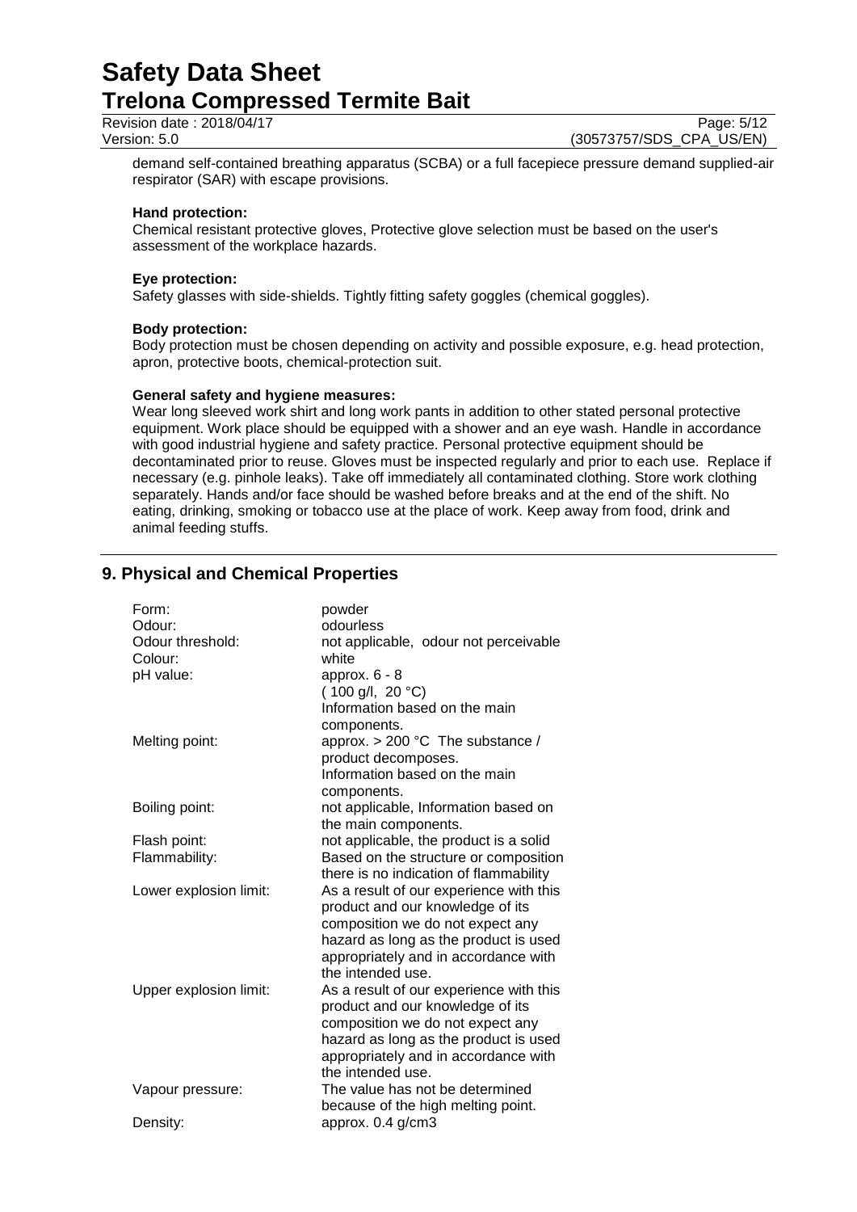demand self-contained breathing apparatus (SCBA) or a full facepiece pressure demand supplied-air respirator (SAR) with escape provisions.

**Hand protection:**

Chemical resistant protective gloves, Protective glove selection must be based on the user's assessment of the workplace hazards.

**Eye protection:**

Safety glasses with side-shields. Tightly fitting safety goggles (chemical goggles).

**Body protection:**

Body protection must be chosen depending on activity and possible exposure, e.g. head protection, apron, protective boots, chemical-protection suit.

**General safety and hygiene measures:**

Wear long sleeved work shirt and long work pants in addition to other stated personal protective equipment. Work place should be equipped with a shower and an eye wash. Handle in accordance with good industrial hygiene and safety practice. Personal protective equipment should be decontaminated prior to reuse. Gloves must be inspected regularly and prior to each use. Replace if necessary (e.g. pinhole leaks). Take off immediately all contaminated clothing. Store work clothing separately. Hands and/or face should be washed before breaks and at the end of the shift. No eating, drinking, smoking or tobacco use at the place of work. Keep away from food, drink and animal feeding stuffs.

## 9. Physical and Chemical Properties

| | |
|---|---|
| Form: | powder |
| Odour: | odourless |
| Odour threshold: | not applicable, odour not perceivable |
| Colour: | white |
| pH value: | approx. 6 - 8 (100 g/l, 20 °C) Information based on the main components. |
| Melting point: | approx. > 200 °C The substance / product decomposes. Information based on the main components. |
| Boiling point: | not applicable, Information based on the main components. |
| Flash point: | not applicable, the product is a solid |
| Flammability: | Based on the structure or composition there is no indication of flammability |
| Lower explosion limit: | As a result of our experience with this product and our knowledge of its composition we do not expect any hazard as long as the product is used appropriately and in accordance with the intended use. |
| Upper explosion limit: | As a result of our experience with this product and our knowledge of its composition we do not expect any hazard as long as the product is used appropriately and in accordance with the intended use. |
| Vapour pressure: | The value has not been determined because of the high melting point. |
| Density: | approx. 0.4 g/cm3 |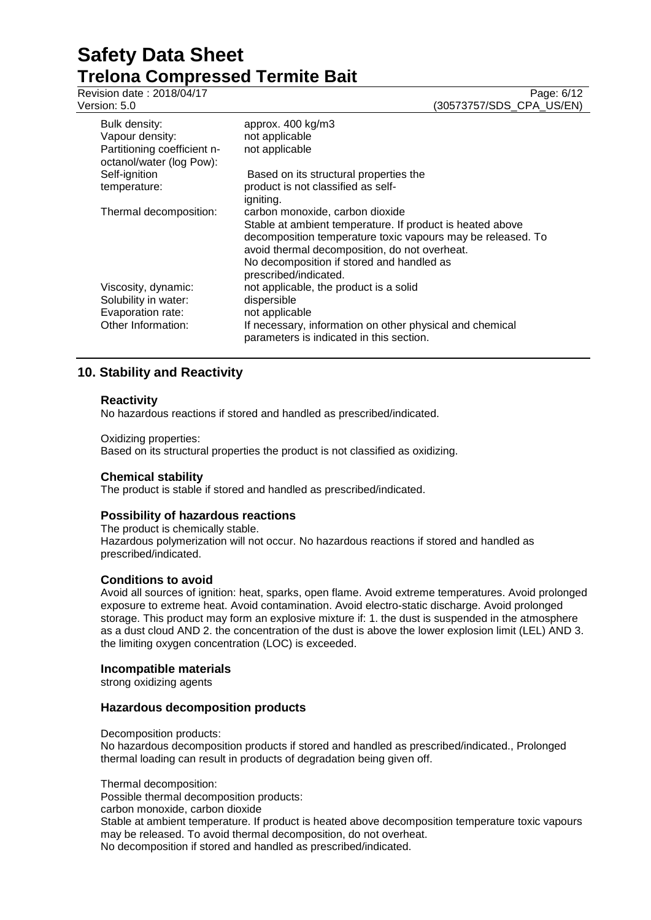| | |
|---|---|
| Bulk density: | approx. 400 kg/m3 |
| Vapour density: | not applicable |
| Partitioning coefficient n-octanol/water (log Pow): | not applicable |
| Self-ignition temperature: | Based on its structural properties the product is not classified as self-igniting. |
| Thermal decomposition: | carbon monoxide, carbon dioxide<br>Stable at ambient temperature. If product is heated above decomposition temperature toxic vapours may be released. To avoid thermal decomposition, do not overheat.<br>No decomposition if stored and handled as prescribed/indicated. |
| Viscosity, dynamic: | not applicable, the product is a solid |
| Solubility in water: | dispersible |
| Evaporation rate: | not applicable |
| Other Information: | If necessary, information on other physical and chemical parameters is indicated in this section. |

## 10. Stability and Reactivity

### Reactivity

No hazardous reactions if stored and handled as prescribed/indicated.

Oxidizing properties:
Based on its structural properties the product is not classified as oxidizing.

### Chemical stability

The product is stable if stored and handled as prescribed/indicated.

### Possibility of hazardous reactions

The product is chemically stable.
Hazardous polymerization will not occur. No hazardous reactions if stored and handled as prescribed/indicated.

### Conditions to avoid

Avoid all sources of ignition: heat, sparks, open flame. Avoid extreme temperatures. Avoid prolonged exposure to extreme heat. Avoid contamination. Avoid electro-static discharge. Avoid prolonged storage. This product may form an explosive mixture if: 1. the dust is suspended in the atmosphere as a dust cloud AND 2. the concentration of the dust is above the lower explosion limit (LEL) AND 3. the limiting oxygen concentration (LOC) is exceeded.

### Incompatible materials

strong oxidizing agents

### Hazardous decomposition products

Decomposition products:
No hazardous decomposition products if stored and handled as prescribed/indicated., Prolonged thermal loading can result in products of degradation being given off.

Thermal decomposition:
Possible thermal decomposition products:
carbon monoxide, carbon dioxide
Stable at ambient temperature. If product is heated above decomposition temperature toxic vapours may be released. To avoid thermal decomposition, do not overheat.
No decomposition if stored and handled as prescribed/indicated.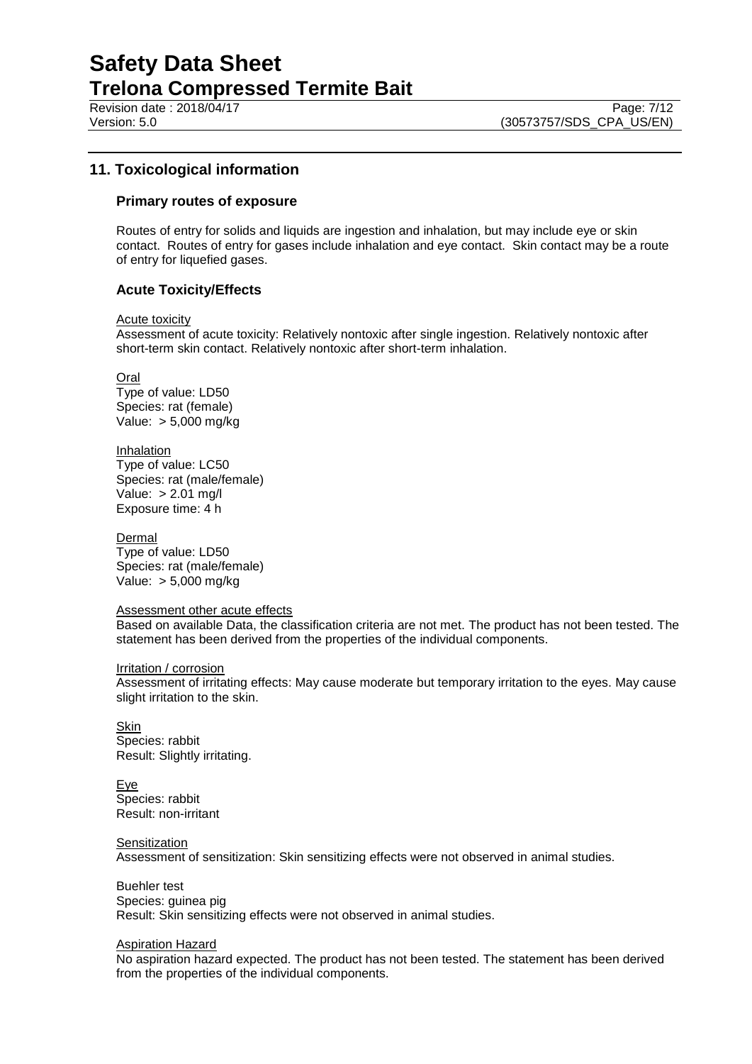## 11. Toxicological information

### Primary routes of exposure

Routes of entry for solids and liquids are ingestion and inhalation, but may include eye or skin contact. Routes of entry for gases include inhalation and eye contact. Skin contact may be a route of entry for liquefied gases.

### Acute Toxicity/Effects

Acute toxicity
Assessment of acute toxicity: Relatively nontoxic after single ingestion. Relatively nontoxic after short-term skin contact. Relatively nontoxic after short-term inhalation.

Oral
Type of value: LD50
Species: rat (female)
Value: > 5,000 mg/kg

Inhalation
Type of value: LC50
Species: rat (male/female)
Value: > 2.01 mg/l
Exposure time: 4 h

Dermal
Type of value: LD50
Species: rat (male/female)
Value: > 5,000 mg/kg

Assessment other acute effects
Based on available Data, the classification criteria are not met. The product has not been tested. The statement has been derived from the properties of the individual components.

Irritation / corrosion
Assessment of irritating effects: May cause moderate but temporary irritation to the eyes. May cause slight irritation to the skin.

Skin
Species: rabbit
Result: Slightly irritating.

Eye
Species: rabbit
Result: non-irritant

Sensitization
Assessment of sensitization: Skin sensitizing effects were not observed in animal studies.

Buehler test
Species: guinea pig
Result: Skin sensitizing effects were not observed in animal studies.

Aspiration Hazard
No aspiration hazard expected. The product has not been tested. The statement has been derived from the properties of the individual components.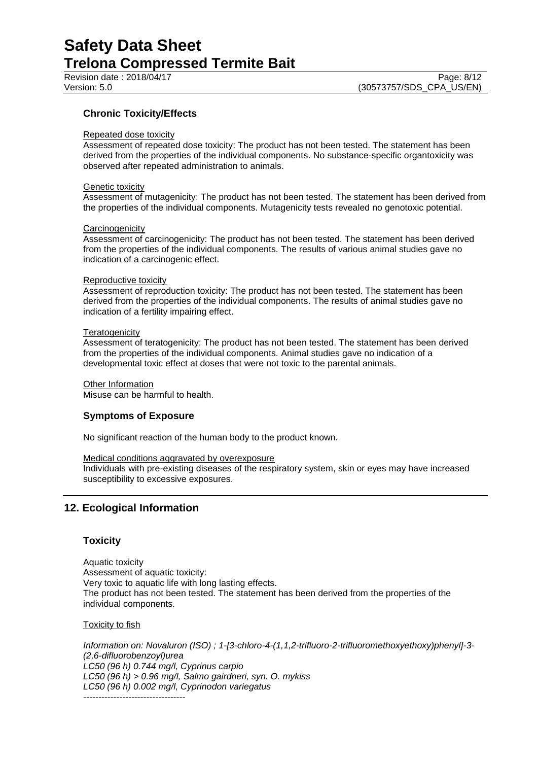### Chronic Toxicity/Effects

Repeated dose toxicity

Assessment of repeated dose toxicity: The product has not been tested. The statement has been derived from the properties of the individual components. No substance-specific organtoxicity was observed after repeated administration to animals.

Genetic toxicity

Assessment of mutagenicity: The product has not been tested. The statement has been derived from the properties of the individual components. Mutagenicity tests revealed no genotoxic potential.

Carcinogenicity

Assessment of carcinogenicity: The product has not been tested. The statement has been derived from the properties of the individual components. The results of various animal studies gave no indication of a carcinogenic effect.

Reproductive toxicity

Assessment of reproduction toxicity: The product has not been tested. The statement has been derived from the properties of the individual components. The results of animal studies gave no indication of a fertility impairing effect.

Teratogenicity

Assessment of teratogenicity: The product has not been tested. The statement has been derived from the properties of the individual components. Animal studies gave no indication of a developmental toxic effect at doses that were not toxic to the parental animals.

Other Information

Misuse can be harmful to health.

### Symptoms of Exposure

No significant reaction of the human body to the product known.

Medical conditions aggravated by overexposure

Individuals with pre-existing diseases of the respiratory system, skin or eyes may have increased susceptibility to excessive exposures.

## 12. Ecological Information

### Toxicity

Aquatic toxicity

Assessment of aquatic toxicity:

Very toxic to aquatic life with long lasting effects.

The product has not been tested. The statement has been derived from the properties of the individual components.

Toxicity to fish

*Information on: Novaluron (ISO) ; 1-[3-chloro-4-(1,1,2-trifluoro-2-trifluoromethoxyethoxy)phenyl]-3-(2,6-difluorobenzoyl)urea*
*LC50 (96 h) 0.744 mg/l, Cyprinus carpio*
*LC50 (96 h) > 0.96 mg/l, Salmo gairdneri, syn. O. mykiss*
*LC50 (96 h) 0.002 mg/l, Cyprinodon variegatus*

----------------------------------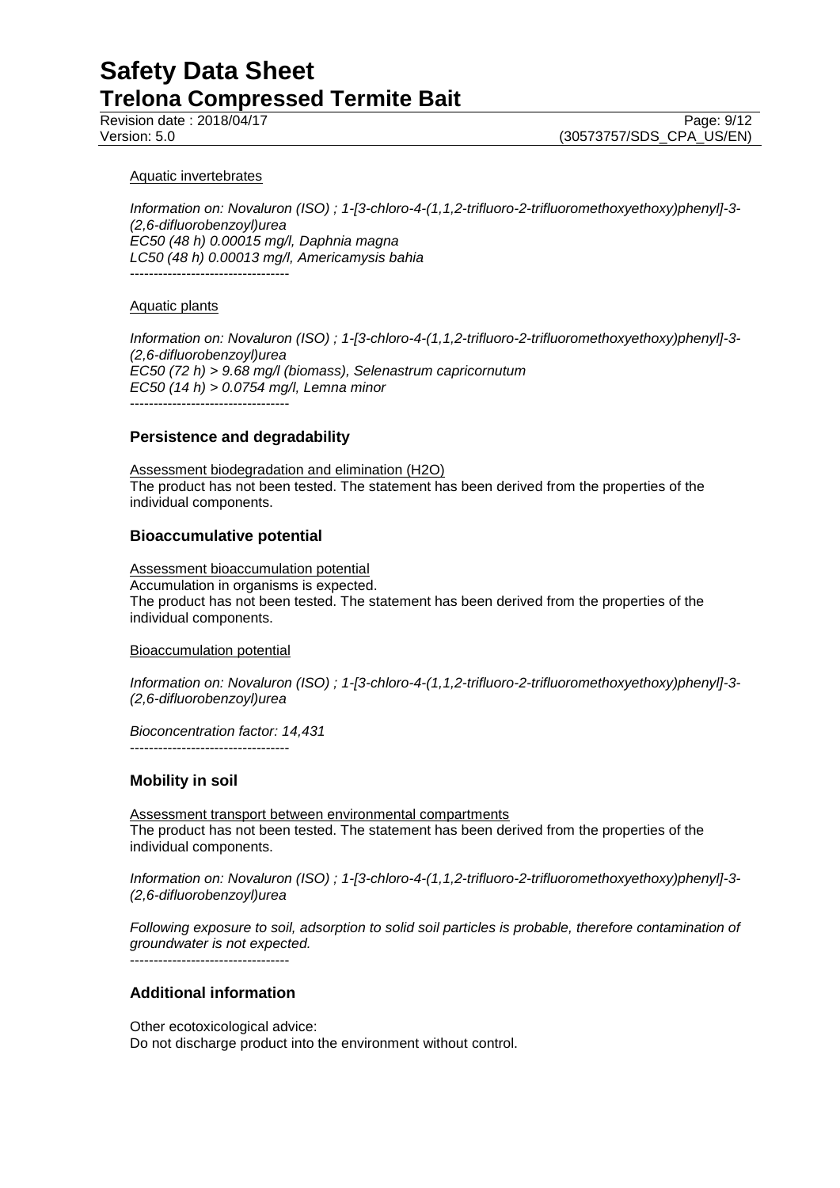Aquatic invertebrates

*Information on: Novaluron (ISO) ; 1-[3-chloro-4-(1,1,2-trifluoro-2-trifluoromethoxyethoxy)phenyl]-3-(2,6-difluorobenzoyl)urea*
*EC50 (48 h) 0.00015 mg/l, Daphnia magna*
*LC50 (48 h) 0.00013 mg/l, Americamysis bahia*

----------------------------------

Aquatic plants

*Information on: Novaluron (ISO) ; 1-[3-chloro-4-(1,1,2-trifluoro-2-trifluoromethoxyethoxy)phenyl]-3-(2,6-difluorobenzoyl)urea*
*EC50 (72 h) > 9.68 mg/l (biomass), Selenastrum capricornutum*
*EC50 (14 h) > 0.0754 mg/l, Lemna minor*

----------------------------------

### Persistence and degradability

Assessment biodegradation and elimination ($H_2O$)
The product has not been tested. The statement has been derived from the properties of the individual components.

### Bioaccumulative potential

Assessment bioaccumulation potential
Accumulation in organisms is expected.
The product has not been tested. The statement has been derived from the properties of the individual components.

Bioaccumulation potential

*Information on: Novaluron (ISO) ; 1-[3-chloro-4-(1,1,2-trifluoro-2-trifluoromethoxyethoxy)phenyl]-3-(2,6-difluorobenzoyl)urea*

*Bioconcentration factor: 14,431*

----------------------------------

### Mobility in soil

Assessment transport between environmental compartments
The product has not been tested. The statement has been derived from the properties of the individual components.

*Information on: Novaluron (ISO) ; 1-[3-chloro-4-(1,1,2-trifluoro-2-trifluoromethoxyethoxy)phenyl]-3-(2,6-difluorobenzoyl)urea*

*Following exposure to soil, adsorption to solid soil particles is probable, therefore contamination of groundwater is not expected.*

----------------------------------

### Additional information

Other ecotoxicological advice:
Do not discharge product into the environment without control.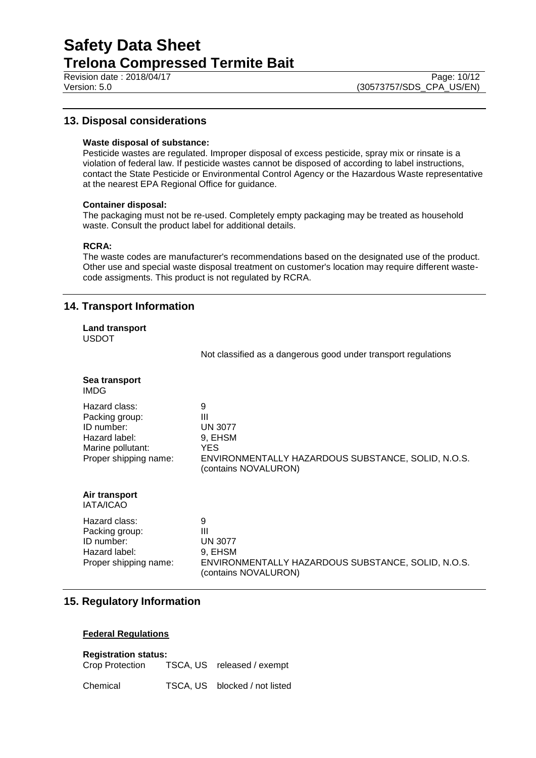## 13. Disposal considerations

**Waste disposal of substance:**
Pesticide wastes are regulated. Improper disposal of excess pesticide, spray mix or rinsate is a violation of federal law. If pesticide wastes cannot be disposed of according to label instructions, contact the State Pesticide or Environmental Control Agency or the Hazardous Waste representative at the nearest EPA Regional Office for guidance.

**Container disposal:**
The packaging must not be re-used. Completely empty packaging may be treated as household waste. Consult the product label for additional details.

**RCRA:**
The waste codes are manufacturer's recommendations based on the designated use of the product. Other use and special waste disposal treatment on customer's location may require different waste-code assigments. This product is not regulated by RCRA.

## 14. Transport Information

**Land transport**
USDOT

Not classified as a dangerous good under transport regulations

**Sea transport**
IMDG

| | |
|---|---|
| Hazard class: | 9 |
| Packing group: | III |
| ID number: | UN 3077 |
| Hazard label: | 9, EHSM |
| Marine pollutant: | YES |
| Proper shipping name: | ENVIRONMENTALLY HAZARDOUS SUBSTANCE, SOLID, N.O.S. (contains NOVALURON) |

**Air transport**
IATA/ICAO

| | |
|---|---|
| Hazard class: | 9 |
| Packing group: | III |
| ID number: | UN 3077 |
| Hazard label: | 9, EHSM |
| Proper shipping name: | ENVIRONMENTALLY HAZARDOUS SUBSTANCE, SOLID, N.O.S. (contains NOVALURON) |

## 15. Regulatory Information

**Federal Regulations**

**Registration status:**

| | | |
|---|---|---|
| Crop Protection | TSCA, US | released / exempt |
| Chemical | TSCA, US | blocked / not listed |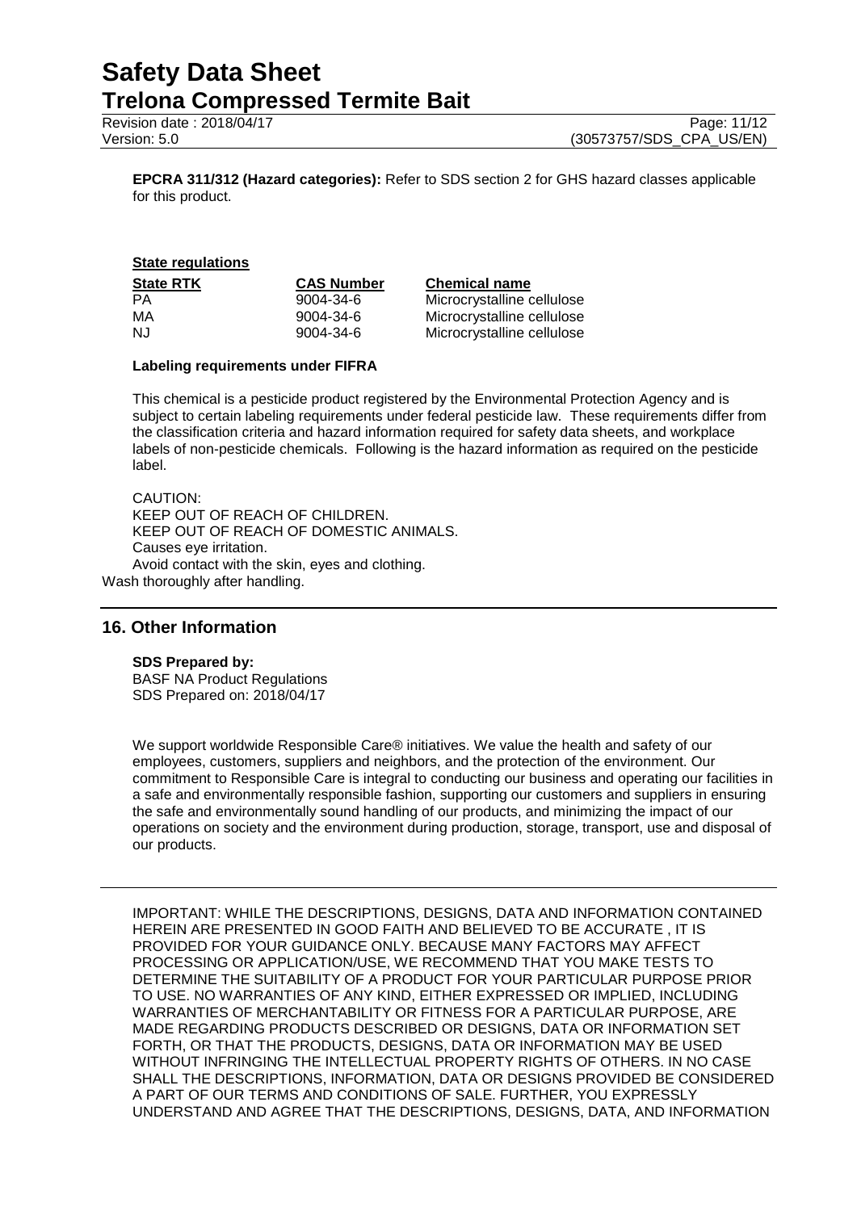**EPCRA 311/312 (Hazard categories):** Refer to SDS section 2 for GHS hazard classes applicable for this product.

**State regulations**

| State RTK | CAS Number | Chemical name |
| --- | --- | --- |
| PA | 9004-34-6 | Microcrystalline cellulose |
| MA | 9004-34-6 | Microcrystalline cellulose |
| NJ | 9004-34-6 | Microcrystalline cellulose |

**Labeling requirements under FIFRA**

This chemical is a pesticide product registered by the Environmental Protection Agency and is subject to certain labeling requirements under federal pesticide law. These requirements differ from the classification criteria and hazard information required for safety data sheets, and workplace labels of non-pesticide chemicals. Following is the hazard information as required on the pesticide label.

CAUTION:
KEEP OUT OF REACH OF CHILDREN.
KEEP OUT OF REACH OF DOMESTIC ANIMALS.
Causes eye irritation.
Avoid contact with the skin, eyes and clothing.
Wash thoroughly after handling.

## 16. Other Information

**SDS Prepared by:**
BASF NA Product Regulations
SDS Prepared on: 2018/04/17

We support worldwide Responsible Care® initiatives. We value the health and safety of our employees, customers, suppliers and neighbors, and the protection of the environment. Our commitment to Responsible Care is integral to conducting our business and operating our facilities in a safe and environmentally responsible fashion, supporting our customers and suppliers in ensuring the safe and environmentally sound handling of our products, and minimizing the impact of our operations on society and the environment during production, storage, transport, use and disposal of our products.

IMPORTANT: WHILE THE DESCRIPTIONS, DESIGNS, DATA AND INFORMATION CONTAINED HEREIN ARE PRESENTED IN GOOD FAITH AND BELIEVED TO BE ACCURATE , IT IS PROVIDED FOR YOUR GUIDANCE ONLY. BECAUSE MANY FACTORS MAY AFFECT PROCESSING OR APPLICATION/USE, WE RECOMMEND THAT YOU MAKE TESTS TO DETERMINE THE SUITABILITY OF A PRODUCT FOR YOUR PARTICULAR PURPOSE PRIOR TO USE. NO WARRANTIES OF ANY KIND, EITHER EXPRESSED OR IMPLIED, INCLUDING WARRANTIES OF MERCHANTABILITY OR FITNESS FOR A PARTICULAR PURPOSE, ARE MADE REGARDING PRODUCTS DESCRIBED OR DESIGNS, DATA OR INFORMATION SET FORTH, OR THAT THE PRODUCTS, DESIGNS, DATA OR INFORMATION MAY BE USED WITHOUT INFRINGING THE INTELLECTUAL PROPERTY RIGHTS OF OTHERS. IN NO CASE SHALL THE DESCRIPTIONS, INFORMATION, DATA OR DESIGNS PROVIDED BE CONSIDERED A PART OF OUR TERMS AND CONDITIONS OF SALE. FURTHER, YOU EXPRESSLY UNDERSTAND AND AGREE THAT THE DESCRIPTIONS, DESIGNS, DATA, AND INFORMATION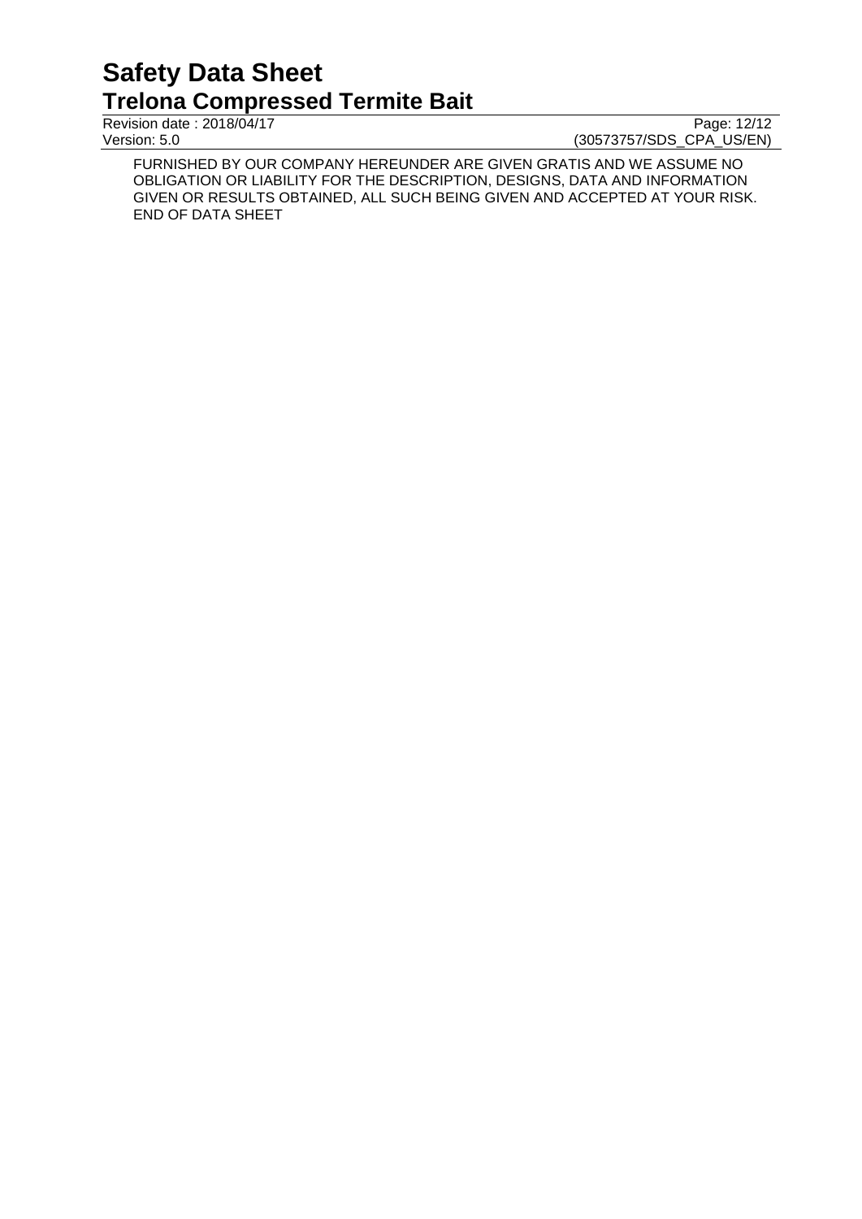FURNISHED BY OUR COMPANY HEREUNDER ARE GIVEN GRATIS AND WE ASSUME NO OBLIGATION OR LIABILITY FOR THE DESCRIPTION, DESIGNS, DATA AND INFORMATION GIVEN OR RESULTS OBTAINED, ALL SUCH BEING GIVEN AND ACCEPTED AT YOUR RISK.
END OF DATA SHEET